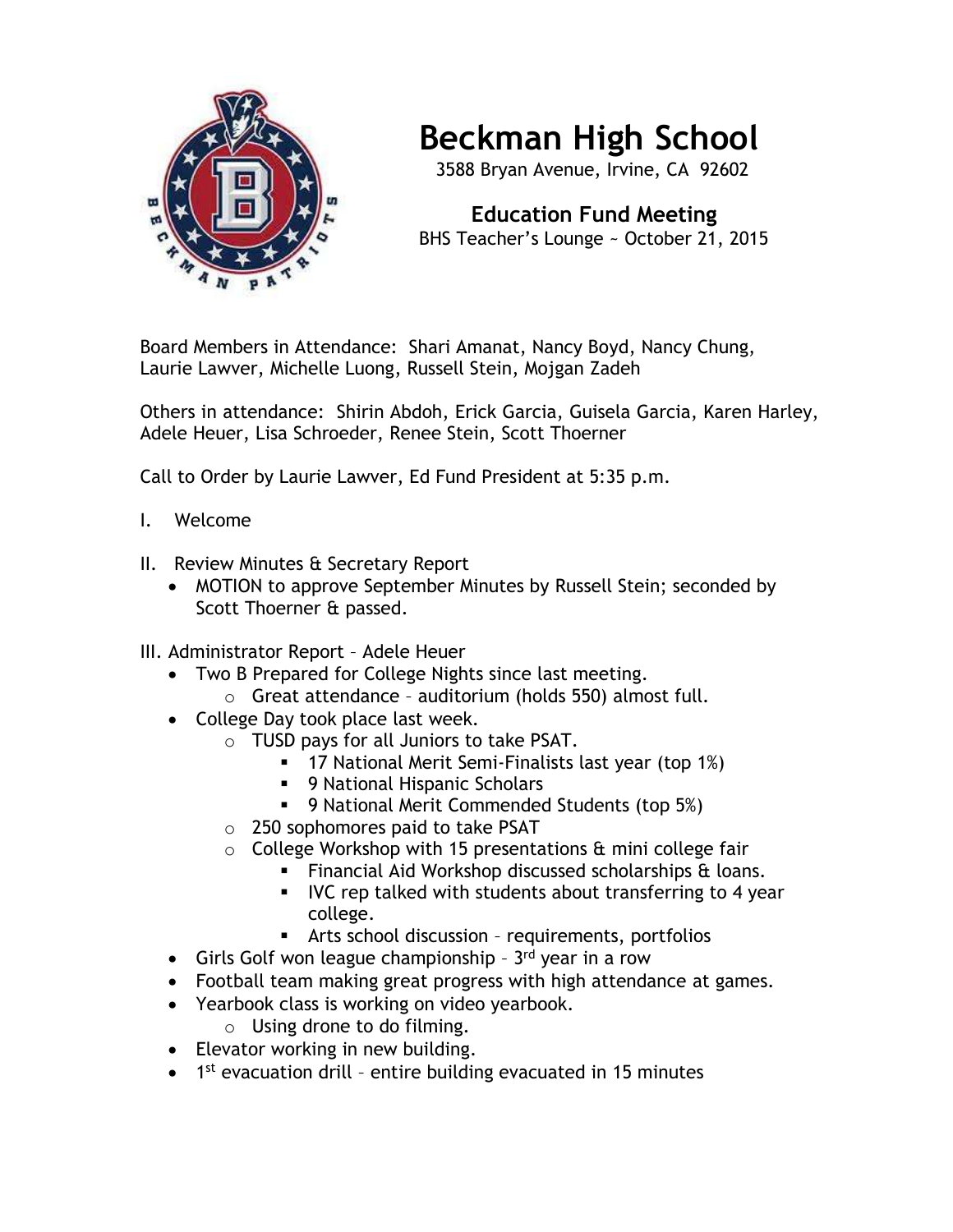# Beckman High School

3588 Bryan Avenue, Irvine, CA 92602

## Education Fund Meeting

BHS Teacher's Lounge ~ October 21, 2015

Board Members in Attendance: Shari Amanat, Nancy Boyd, Nancy Chung, Laurie Lawver, Michelle Luong, Russell Stein, Mojgan Zadeh

Others in attendance: Shirin Abdoh, Erick Garcia, Guisela Garcia, Karen Harley, Adele Heuer, Lisa Schroeder, Renee Stein, Scott Thoerner

Call to Order by Laurie Lawver, Ed Fund President at 5:35 p.m.

I. Welcome

II. Review Minutes & Secretary Report

- MOTION to approve September Minutes by Russell Stein; seconded by Scott Thoerner & passed.

III. Administrator Report – Adele Heuer

- Two B Prepared for College Nights since last meeting.
  - Great attendance – auditorium (holds 550) almost full.
- College Day took place last week.
  - TUSD pays for all Juniors to take PSAT.
    - 17 National Merit Semi-Finalists last year (top 1%)
    - 9 National Hispanic Scholars
    - 9 National Merit Commended Students (top 5%)
  - 250 sophomores paid to take PSAT
  - College Workshop with 15 presentations & mini college fair
    - Financial Aid Workshop discussed scholarships & loans.
    - IVC rep talked with students about transferring to 4 year college.
    - Arts school discussion – requirements, portfolios
- Girls Golf won league championship – 3rd year in a row
- Football team making great progress with high attendance at games.
- Yearbook class is working on video yearbook.
  - Using drone to do filming.
- Elevator working in new building.
- 1st evacuation drill – entire building evacuated in 15 minutes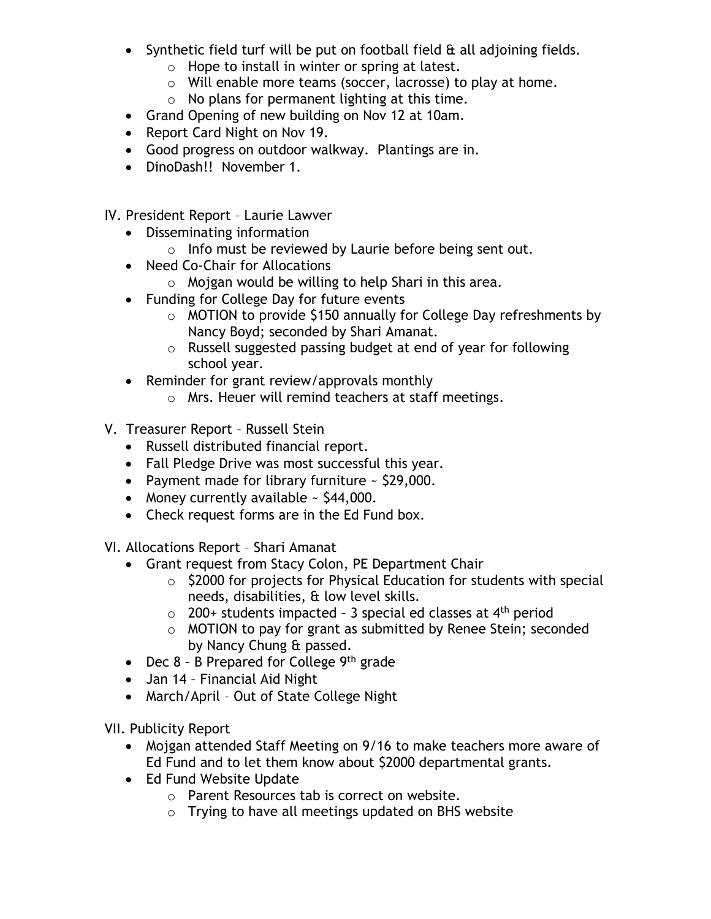- Synthetic field turf will be put on football field & all adjoining fields.
    - Hope to install in winter or spring at latest.
    - Will enable more teams (soccer, lacrosse) to play at home.
    - No plans for permanent lighting at this time.
- Grand Opening of new building on Nov 12 at 10am.
- Report Card Night on Nov 19.
- Good progress on outdoor walkway. Plantings are in.
- DinoDash!! November 1.

IV. President Report – Laurie Lawver

- Disseminating information
    - Info must be reviewed by Laurie before being sent out.
- Need Co-Chair for Allocations
    - Mojgan would be willing to help Shari in this area.
- Funding for College Day for future events
    - MOTION to provide $150 annually for College Day refreshments by Nancy Boyd; seconded by Shari Amanat.
    - Russell suggested passing budget at end of year for following school year.
- Reminder for grant review/approvals monthly
    - Mrs. Heuer will remind teachers at staff meetings.

V. Treasurer Report – Russell Stein

- Russell distributed financial report.
- Fall Pledge Drive was most successful this year.
- Payment made for library furniture ~ $29,000.
- Money currently available ~ $44,000.
- Check request forms are in the Ed Fund box.

VI. Allocations Report – Shari Amanat

- Grant request from Stacy Colon, PE Department Chair
    - $2000 for projects for Physical Education for students with special needs, disabilities, & low level skills.
    - 200+ students impacted – 3 special ed classes at 4th period
    - MOTION to pay for grant as submitted by Renee Stein; seconded by Nancy Chung & passed.
- Dec 8 – B Prepared for College 9th grade
- Jan 14 – Financial Aid Night
- March/April – Out of State College Night

VII. Publicity Report

- Mojgan attended Staff Meeting on 9/16 to make teachers more aware of Ed Fund and to let them know about $2000 departmental grants.
- Ed Fund Website Update
    - Parent Resources tab is correct on website.
    - Trying to have all meetings updated on BHS website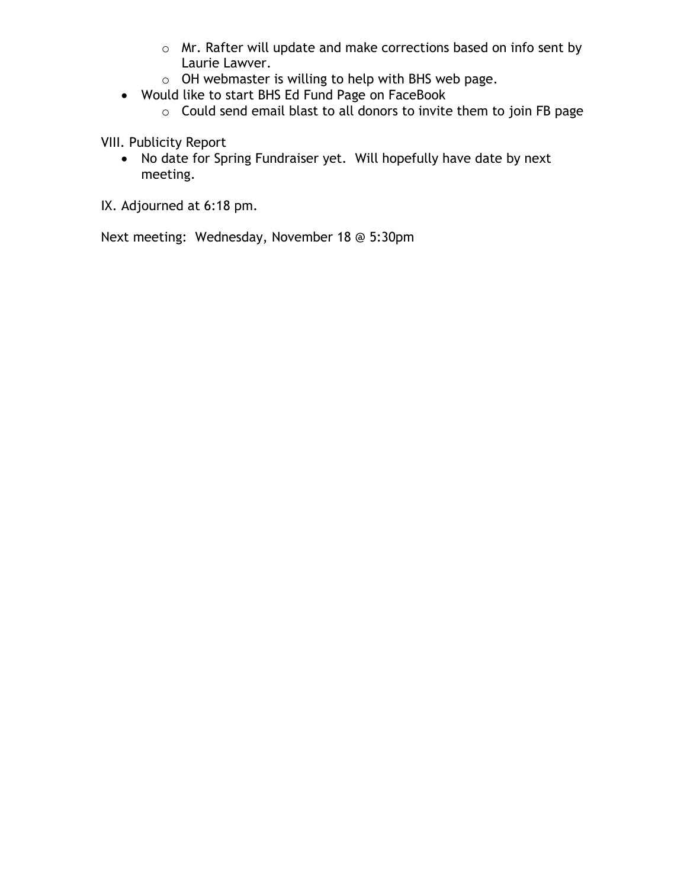- Mr. Rafter will update and make corrections based on info sent by Laurie Lawver.
  - OH webmaster is willing to help with BHS web page.
- Would like to start BHS Ed Fund Page on FaceBook
  - Could send email blast to all donors to invite them to join FB page

VIII. Publicity Report

- No date for Spring Fundraiser yet. Will hopefully have date by next meeting.

IX. Adjourned at 6:18 pm.

Next meeting: Wednesday, November 18 @ 5:30pm